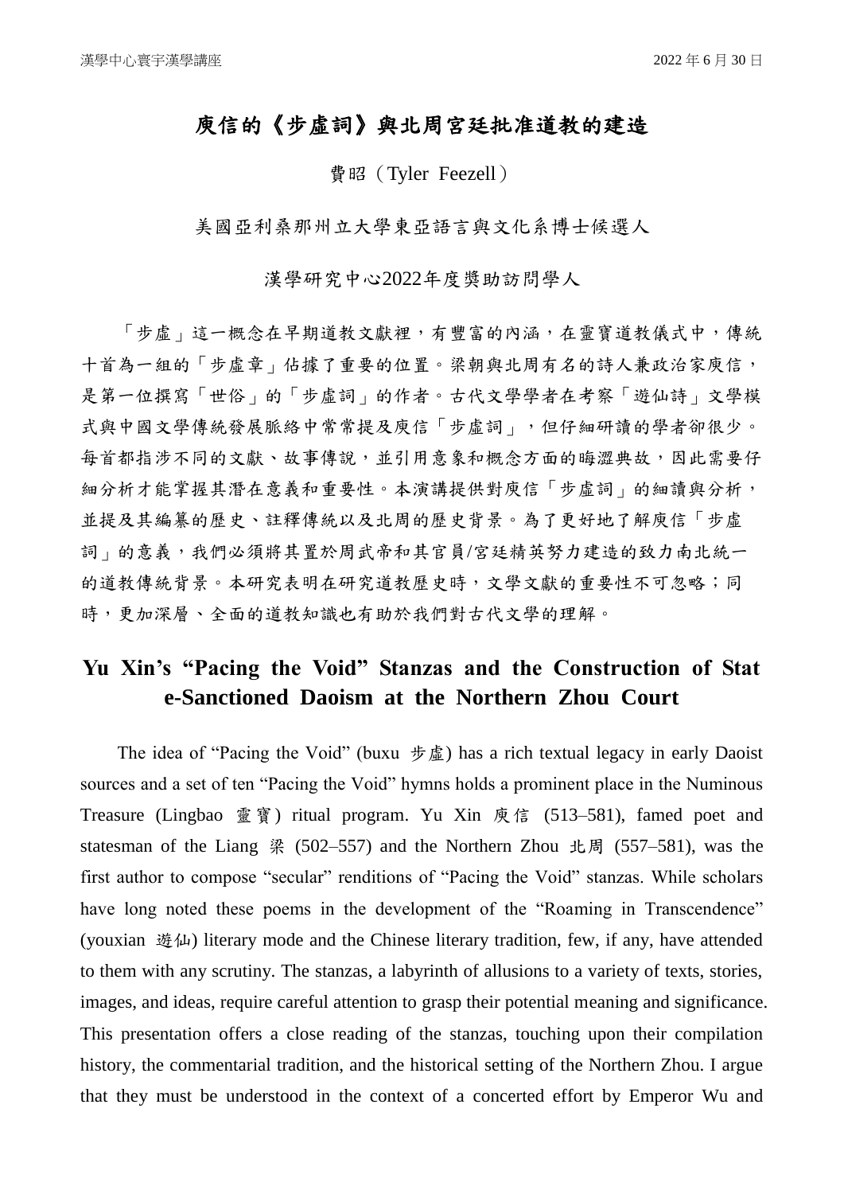# 庾信的《步虛詞》與北周宮廷批准道教的建造

費昭（Tyler Feezell）

美國亞利桑那州立大學東亞語言與文化系博士候選人

漢學研究中心2022年度獎助訪問學人

「步虛」這一概念在早期道教文獻裡，有豐富的內涵，在靈寶道教儀式中，傳統十首為一組的「步虛章」佔據了重要的位置。梁朝與北周有名的詩人兼政治家庾信，是第一位撰寫「世俗」的「步虛詞」的作者。古代文學學者在考察「遊仙詩」文學模式與中國文學傳統發展脈絡中常常提及庾信「步虛詞」，但仔細研讀的學者卻很少。每首都指涉不同的文獻、故事傳說，並引用意象和概念方面的晦澀典故，因此需要仔細分析才能掌握其潛在意義和重要性。本演講提供對庾信「步虛詞」的細讀與分析，並提及其編纂的歷史、註釋傳統以及北周的歷史背景。為了更好地了解庾信「步虛詞」的意義，我們必須將其置於周武帝和其官員/宮廷精英努力建造的致力南北統一的道教傳統背景。本研究表明在研究道教歷史時，文學文獻的重要性不可忽略；同時，更加深層、全面的道教知識也有助於我們對古代文學的理解。

## Yu Xin's "Pacing the Void" Stanzas and the Construction of State-Sanctioned Daoism at the Northern Zhou Court

The idea of "Pacing the Void" (buxu 步虛) has a rich textual legacy in early Daoist sources and a set of ten "Pacing the Void" hymns holds a prominent place in the Numinous Treasure (Lingbao 靈寶) ritual program. Yu Xin 庾信 (513–581), famed poet and statesman of the Liang 梁 (502–557) and the Northern Zhou 北周 (557–581), was the first author to compose "secular" renditions of "Pacing the Void" stanzas. While scholars have long noted these poems in the development of the "Roaming in Transcendence" (youxian 遊仙) literary mode and the Chinese literary tradition, few, if any, have attended to them with any scrutiny. The stanzas, a labyrinth of allusions to a variety of texts, stories, images, and ideas, require careful attention to grasp their potential meaning and significance. This presentation offers a close reading of the stanzas, touching upon their compilation history, the commentarial tradition, and the historical setting of the Northern Zhou. I argue that they must be understood in the context of a concerted effort by Emperor Wu and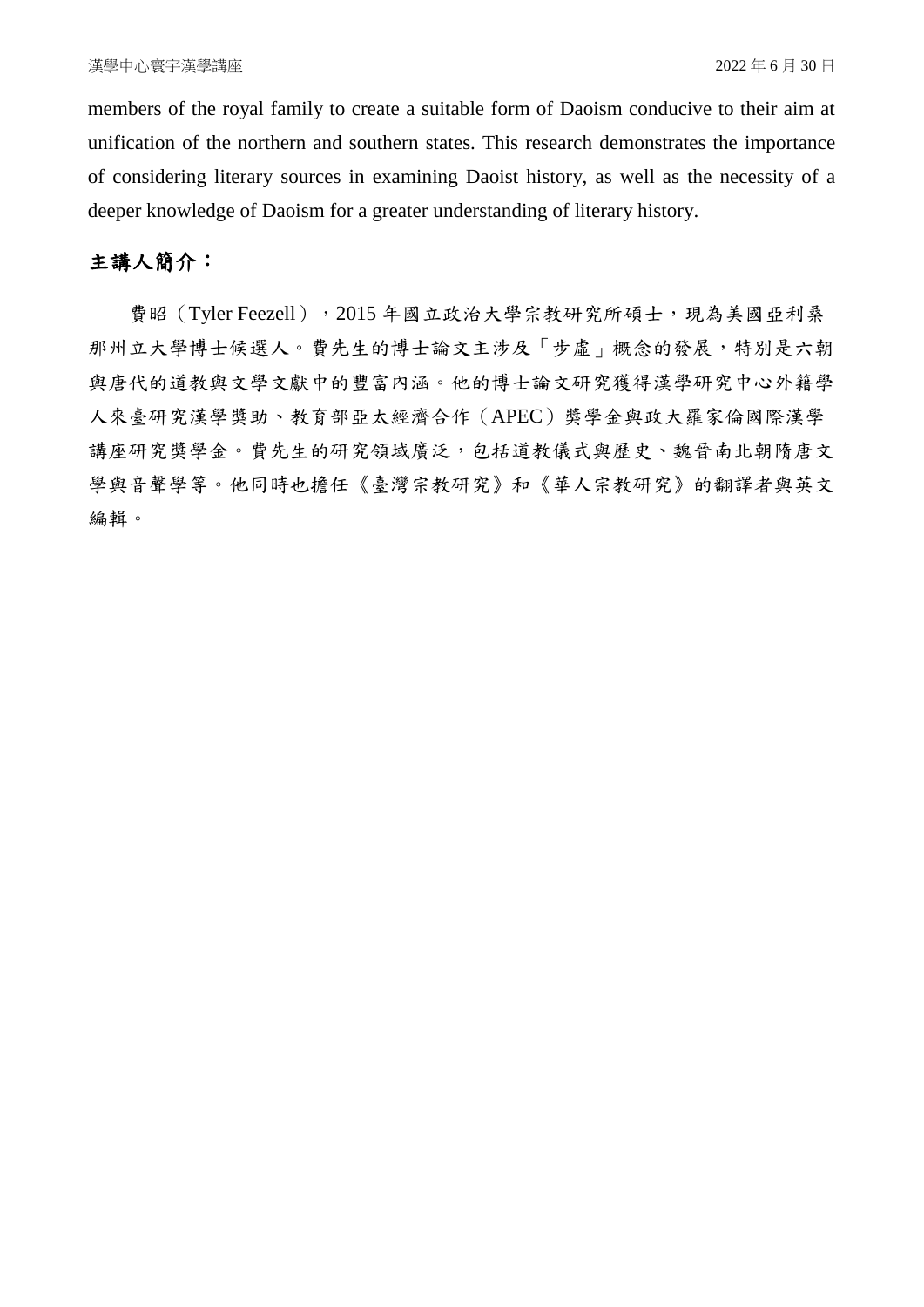members of the royal family to create a suitable form of Daoism conducive to their aim at unification of the northern and southern states. This research demonstrates the importance of considering literary sources in examining Daoist history, as well as the necessity of a deeper knowledge of Daoism for a greater understanding of literary history.

## 主講人簡介：

費昭（Tyler Feezell），2015 年國立政治大學宗教研究所碩士，現為美國亞利桑那州立大學博士候選人。費先生的博士論文主涉及「步虛」概念的發展，特別是六朝與唐代的道教與文學文獻中的豐富內涵。他的博士論文研究獲得漢學研究中心外籍學人來臺研究漢學獎助、教育部亞太經濟合作（APEC）獎學金與政大羅家倫國際漢學講座研究獎學金。費先生的研究領域廣泛，包括道教儀式與歷史、魏晉南北朝隋唐文學與音聲學等。他同時也擔任《臺灣宗教研究》和《華人宗教研究》的翻譯者與英文編輯。